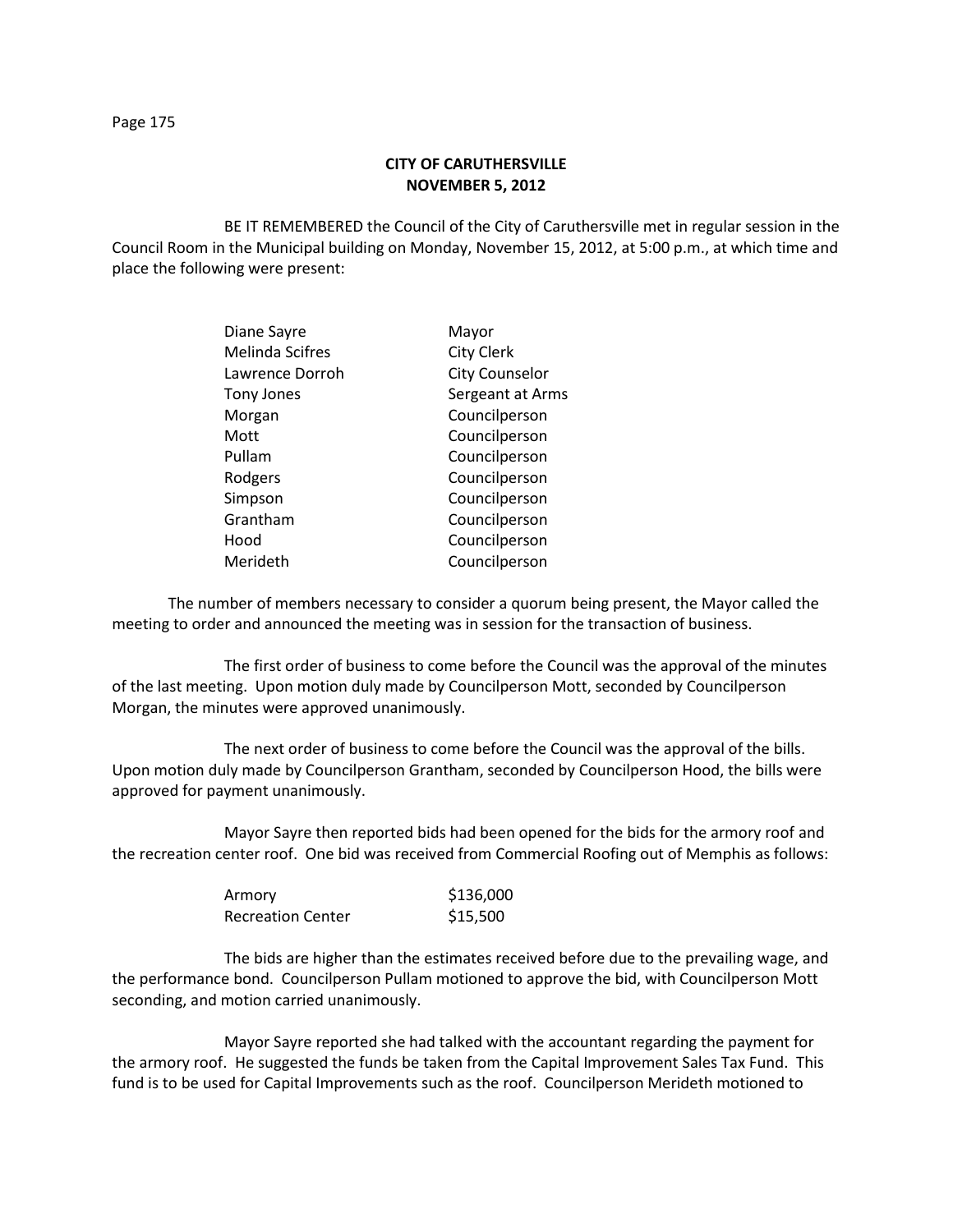## CITY OF CARUTHERSVILLE
## NOVEMBER 5, 2012

BE IT REMEMBERED the Council of the City of Caruthersville met in regular session in the Council Room in the Municipal building on Monday, November 15, 2012, at 5:00 p.m., at which time and place the following were present:

| | |
|---|---|
| Diane Sayre | Mayor |
| Melinda Scifres | City Clerk |
| Lawrence Dorroh | City Counselor |
| Tony Jones | Sergeant at Arms |
| Morgan | Councilperson |
| Mott | Councilperson |
| Pullam | Councilperson |
| Rodgers | Councilperson |
| Simpson | Councilperson |
| Grantham | Councilperson |
| Hood | Councilperson |
| Merideth | Councilperson |

The number of members necessary to consider a quorum being present, the Mayor called the meeting to order and announced the meeting was in session for the transaction of business.

The first order of business to come before the Council was the approval of the minutes of the last meeting. Upon motion duly made by Councilperson Mott, seconded by Councilperson Morgan, the minutes were approved unanimously.

The next order of business to come before the Council was the approval of the bills. Upon motion duly made by Councilperson Grantham, seconded by Councilperson Hood, the bills were approved for payment unanimously.

Mayor Sayre then reported bids had been opened for the bids for the armory roof and the recreation center roof. One bid was received from Commercial Roofing out of Memphis as follows:

| | |
|---|---|
| Armory | $136,000 |
| Recreation Center | $15,500 |

The bids are higher than the estimates received before due to the prevailing wage, and the performance bond. Councilperson Pullam motioned to approve the bid, with Councilperson Mott seconding, and motion carried unanimously.

Mayor Sayre reported she had talked with the accountant regarding the payment for the armory roof. He suggested the funds be taken from the Capital Improvement Sales Tax Fund. This fund is to be used for Capital Improvements such as the roof. Councilperson Merideth motioned to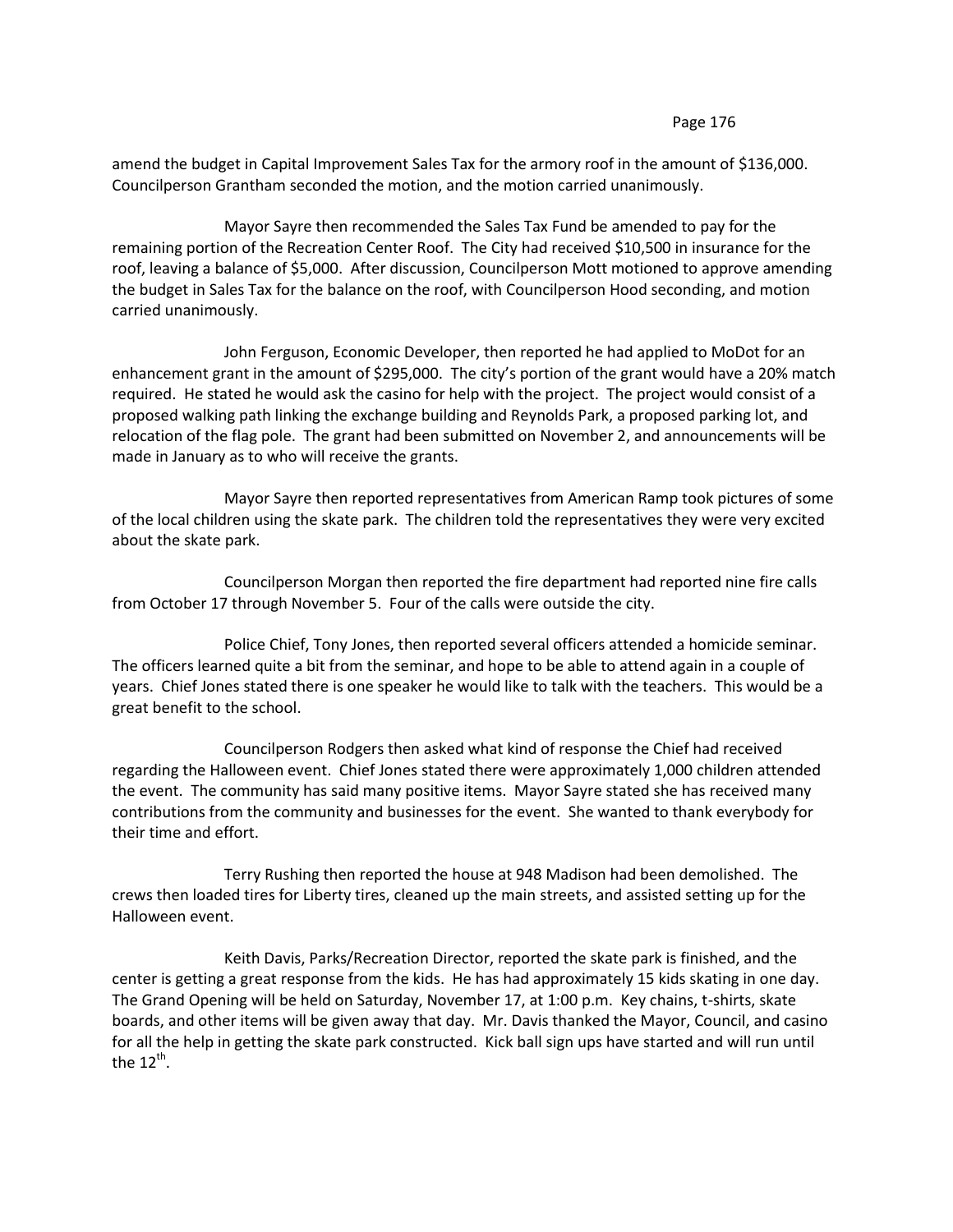amend the budget in Capital Improvement Sales Tax for the armory roof in the amount of $136,000. Councilperson Grantham seconded the motion, and the motion carried unanimously.

Mayor Sayre then recommended the Sales Tax Fund be amended to pay for the remaining portion of the Recreation Center Roof. The City had received $10,500 in insurance for the roof, leaving a balance of $5,000. After discussion, Councilperson Mott motioned to approve amending the budget in Sales Tax for the balance on the roof, with Councilperson Hood seconding, and motion carried unanimously.

John Ferguson, Economic Developer, then reported he had applied to MoDot for an enhancement grant in the amount of $295,000. The city's portion of the grant would have a 20% match required. He stated he would ask the casino for help with the project. The project would consist of a proposed walking path linking the exchange building and Reynolds Park, a proposed parking lot, and relocation of the flag pole. The grant had been submitted on November 2, and announcements will be made in January as to who will receive the grants.

Mayor Sayre then reported representatives from American Ramp took pictures of some of the local children using the skate park. The children told the representatives they were very excited about the skate park.

Councilperson Morgan then reported the fire department had reported nine fire calls from October 17 through November 5. Four of the calls were outside the city.

Police Chief, Tony Jones, then reported several officers attended a homicide seminar. The officers learned quite a bit from the seminar, and hope to be able to attend again in a couple of years. Chief Jones stated there is one speaker he would like to talk with the teachers. This would be a great benefit to the school.

Councilperson Rodgers then asked what kind of response the Chief had received regarding the Halloween event. Chief Jones stated there were approximately 1,000 children attended the event. The community has said many positive items. Mayor Sayre stated she has received many contributions from the community and businesses for the event. She wanted to thank everybody for their time and effort.

Terry Rushing then reported the house at 948 Madison had been demolished. The crews then loaded tires for Liberty tires, cleaned up the main streets, and assisted setting up for the Halloween event.

Keith Davis, Parks/Recreation Director, reported the skate park is finished, and the center is getting a great response from the kids. He has had approximately 15 kids skating in one day. The Grand Opening will be held on Saturday, November 17, at 1:00 p.m. Key chains, t-shirts, skate boards, and other items will be given away that day. Mr. Davis thanked the Mayor, Council, and casino for all the help in getting the skate park constructed. Kick ball sign ups have started and will run until the 12th.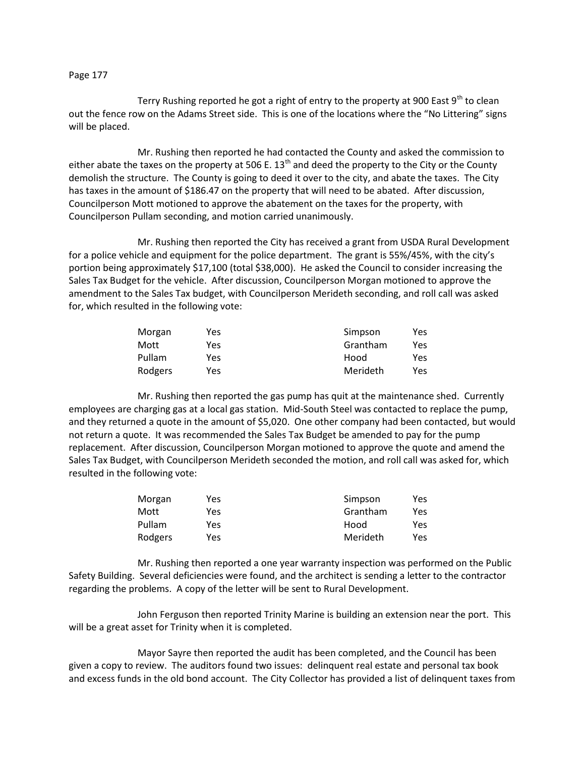Terry Rushing reported he got a right of entry to the property at 900 East 9th to clean out the fence row on the Adams Street side. This is one of the locations where the "No Littering" signs will be placed.

Mr. Rushing then reported he had contacted the County and asked the commission to either abate the taxes on the property at 506 E. 13th and deed the property to the City or the County demolish the structure. The County is going to deed it over to the city, and abate the taxes. The City has taxes in the amount of $186.47 on the property that will need to be abated. After discussion, Councilperson Mott motioned to approve the abatement on the taxes for the property, with Councilperson Pullam seconding, and motion carried unanimously.

Mr. Rushing then reported the City has received a grant from USDA Rural Development for a police vehicle and equipment for the police department. The grant is 55%/45%, with the city's portion being approximately $17,100 (total $38,000). He asked the Council to consider increasing the Sales Tax Budget for the vehicle. After discussion, Councilperson Morgan motioned to approve the amendment to the Sales Tax budget, with Councilperson Merideth seconding, and roll call was asked for, which resulted in the following vote:

| | | | |
|---|---|---|---|
| Morgan | Yes | Simpson | Yes |
| Mott | Yes | Grantham | Yes |
| Pullam | Yes | Hood | Yes |
| Rodgers | Yes | Merideth | Yes |

Mr. Rushing then reported the gas pump has quit at the maintenance shed. Currently employees are charging gas at a local gas station. Mid-South Steel was contacted to replace the pump, and they returned a quote in the amount of $5,020. One other company had been contacted, but would not return a quote. It was recommended the Sales Tax Budget be amended to pay for the pump replacement. After discussion, Councilperson Morgan motioned to approve the quote and amend the Sales Tax Budget, with Councilperson Merideth seconded the motion, and roll call was asked for, which resulted in the following vote:

| | | | |
|---|---|---|---|
| Morgan | Yes | Simpson | Yes |
| Mott | Yes | Grantham | Yes |
| Pullam | Yes | Hood | Yes |
| Rodgers | Yes | Merideth | Yes |

Mr. Rushing then reported a one year warranty inspection was performed on the Public Safety Building. Several deficiencies were found, and the architect is sending a letter to the contractor regarding the problems. A copy of the letter will be sent to Rural Development.

John Ferguson then reported Trinity Marine is building an extension near the port. This will be a great asset for Trinity when it is completed.

Mayor Sayre then reported the audit has been completed, and the Council has been given a copy to review. The auditors found two issues: delinquent real estate and personal tax book and excess funds in the old bond account. The City Collector has provided a list of delinquent taxes from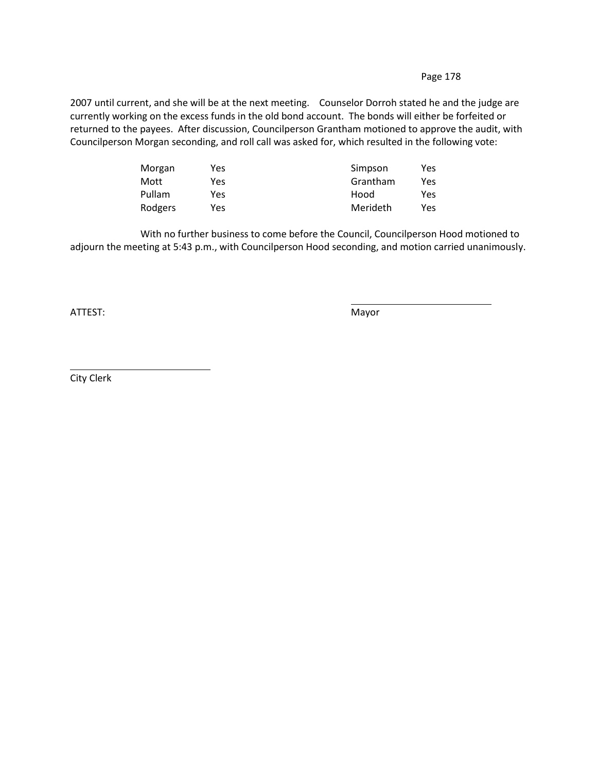2007 until current, and she will be at the next meeting. Counselor Dorroh stated he and the judge are currently working on the excess funds in the old bond account. The bonds will either be forfeited or returned to the payees. After discussion, Councilperson Grantham motioned to approve the audit, with Councilperson Morgan seconding, and roll call was asked for, which resulted in the following vote:

| | | | |
|---|---|---|---|
| Morgan | Yes | Simpson | Yes |
| Mott | Yes | Grantham | Yes |
| Pullam | Yes | Hood | Yes |
| Rodgers | Yes | Merideth | Yes |

With no further business to come before the Council, Councilperson Hood motioned to adjourn the meeting at 5:43 p.m., with Councilperson Hood seconding, and motion carried unanimously.

ATTEST: \_\_\_\_\_\_\_\_\_\_\_\_\_\_\_\_\_\_\_\_\_\_\_\_\_\_\_\_

Mayor

\_\_\_\_\_\_\_\_\_\_\_\_\_\_\_\_\_\_\_\_\_\_\_\_\_\_\_\_

City Clerk